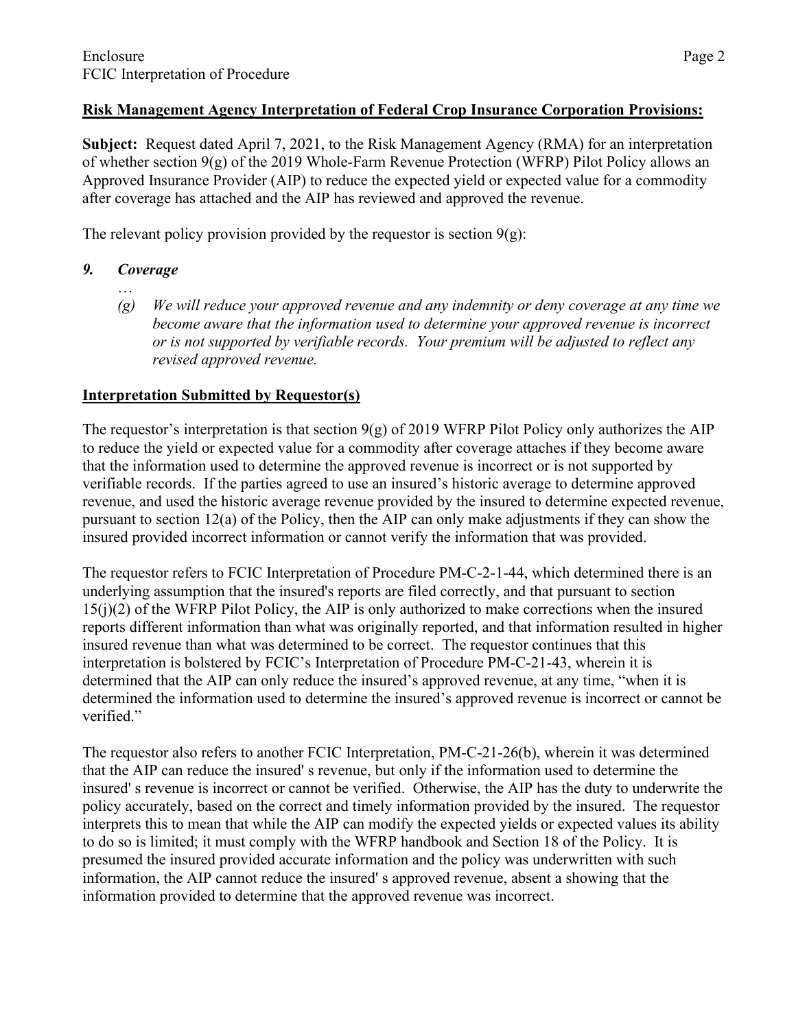## Risk Management Agency Interpretation of Federal Crop Insurance Corporation Provisions:

**Subject:** Request dated April 7, 2021, to the Risk Management Agency (RMA) for an interpretation of whether section 9(g) of the 2019 Whole-Farm Revenue Protection (WFRP) Pilot Policy allows an Approved Insurance Provider (AIP) to reduce the expected yield or expected value for a commodity after coverage has attached and the AIP has reviewed and approved the revenue.

The relevant policy provision provided by the requestor is section 9(g):

***9. Coverage***

…

*(g) We will reduce your approved revenue and any indemnity or deny coverage at any time we become aware that the information used to determine your approved revenue is incorrect or is not supported by verifiable records. Your premium will be adjusted to reflect any revised approved revenue.*

## Interpretation Submitted by Requestor(s)

The requestor's interpretation is that section 9(g) of 2019 WFRP Pilot Policy only authorizes the AIP to reduce the yield or expected value for a commodity after coverage attaches if they become aware that the information used to determine the approved revenue is incorrect or is not supported by verifiable records. If the parties agreed to use an insured's historic average to determine approved revenue, and used the historic average revenue provided by the insured to determine expected revenue, pursuant to section 12(a) of the Policy, then the AIP can only make adjustments if they can show the insured provided incorrect information or cannot verify the information that was provided.

The requestor refers to FCIC Interpretation of Procedure PM-C-2-1-44, which determined there is an underlying assumption that the insured's reports are filed correctly, and that pursuant to section 15(j)(2) of the WFRP Pilot Policy, the AIP is only authorized to make corrections when the insured reports different information than what was originally reported, and that information resulted in higher insured revenue than what was determined to be correct. The requestor continues that this interpretation is bolstered by FCIC's Interpretation of Procedure PM-C-21-43, wherein it is determined that the AIP can only reduce the insured's approved revenue, at any time, "when it is determined the information used to determine the insured's approved revenue is incorrect or cannot be verified."

The requestor also refers to another FCIC Interpretation, PM-C-21-26(b), wherein it was determined that the AIP can reduce the insured' s revenue, but only if the information used to determine the insured' s revenue is incorrect or cannot be verified. Otherwise, the AIP has the duty to underwrite the policy accurately, based on the correct and timely information provided by the insured. The requestor interprets this to mean that while the AIP can modify the expected yields or expected values its ability to do so is limited; it must comply with the WFRP handbook and Section 18 of the Policy. It is presumed the insured provided accurate information and the policy was underwritten with such information, the AIP cannot reduce the insured' s approved revenue, absent a showing that the information provided to determine that the approved revenue was incorrect.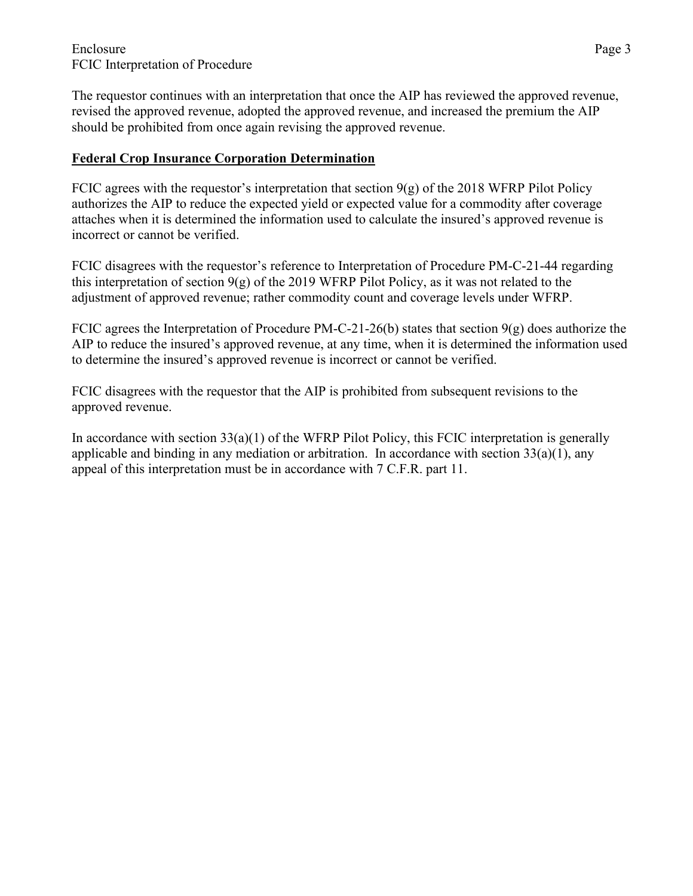The requestor continues with an interpretation that once the AIP has reviewed the approved revenue, revised the approved revenue, adopted the approved revenue, and increased the premium the AIP should be prohibited from once again revising the approved revenue.

**Federal Crop Insurance Corporation Determination**

FCIC agrees with the requestor's interpretation that section 9(g) of the 2018 WFRP Pilot Policy authorizes the AIP to reduce the expected yield or expected value for a commodity after coverage attaches when it is determined the information used to calculate the insured's approved revenue is incorrect or cannot be verified.

FCIC disagrees with the requestor's reference to Interpretation of Procedure PM-C-21-44 regarding this interpretation of section 9(g) of the 2019 WFRP Pilot Policy, as it was not related to the adjustment of approved revenue; rather commodity count and coverage levels under WFRP.

FCIC agrees the Interpretation of Procedure PM-C-21-26(b) states that section 9(g) does authorize the AIP to reduce the insured's approved revenue, at any time, when it is determined the information used to determine the insured's approved revenue is incorrect or cannot be verified.

FCIC disagrees with the requestor that the AIP is prohibited from subsequent revisions to the approved revenue.

In accordance with section 33(a)(1) of the WFRP Pilot Policy, this FCIC interpretation is generally applicable and binding in any mediation or arbitration. In accordance with section 33(a)(1), any appeal of this interpretation must be in accordance with 7 C.F.R. part 11.